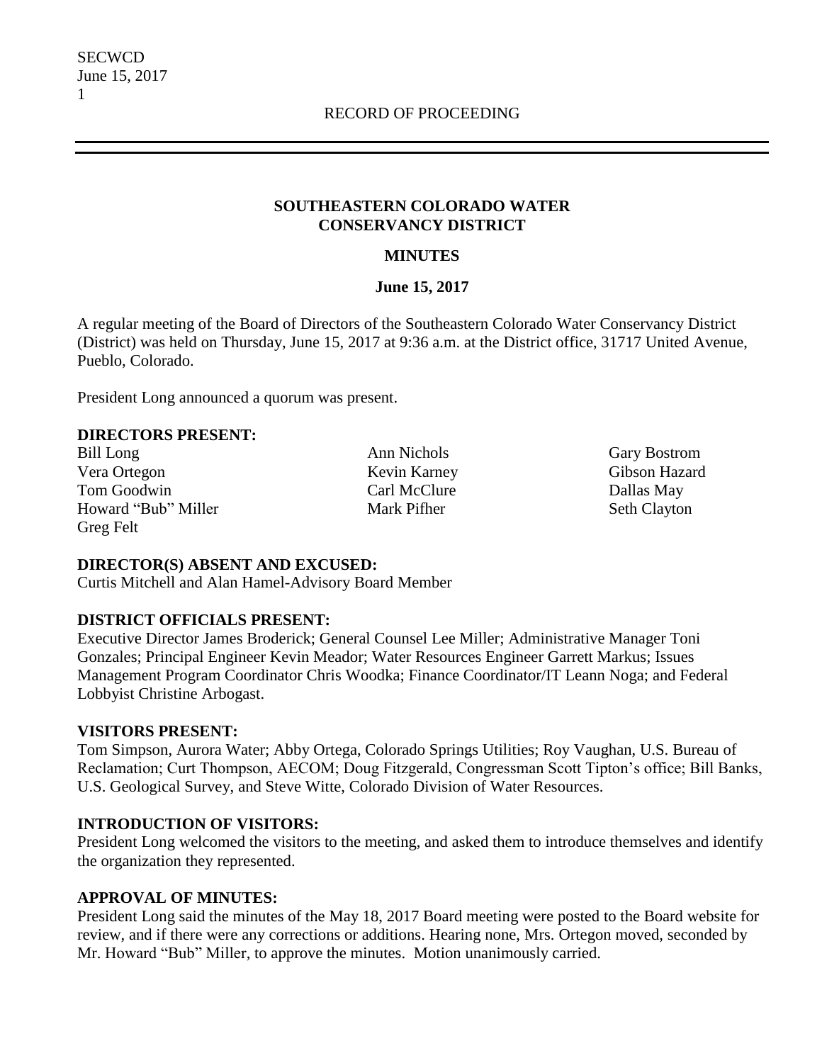RECORD OF PROCEEDING

# SOUTHEASTERN COLORADO WATER CONSERVANCY DISTRICT

## MINUTES

### June 15, 2017

A regular meeting of the Board of Directors of the Southeastern Colorado Water Conservancy District (District) was held on Thursday, June 15, 2017 at 9:36 a.m. at the District office, 31717 United Avenue, Pueblo, Colorado.

President Long announced a quorum was present.

**DIRECTORS PRESENT:**

Bill Long
Vera Ortegon
Tom Goodwin
Howard "Bub" Miller
Greg Felt
Ann Nichols
Kevin Karney
Carl McClure
Mark Pifher
Gary Bostrom
Gibson Hazard
Dallas May
Seth Clayton

**DIRECTOR(S) ABSENT AND EXCUSED:**

Curtis Mitchell and Alan Hamel-Advisory Board Member

**DISTRICT OFFICIALS PRESENT:**

Executive Director James Broderick; General Counsel Lee Miller; Administrative Manager Toni Gonzales; Principal Engineer Kevin Meador; Water Resources Engineer Garrett Markus; Issues Management Program Coordinator Chris Woodka; Finance Coordinator/IT Leann Noga; and Federal Lobbyist Christine Arbogast.

**VISITORS PRESENT:**

Tom Simpson, Aurora Water; Abby Ortega, Colorado Springs Utilities; Roy Vaughan, U.S. Bureau of Reclamation; Curt Thompson, AECOM; Doug Fitzgerald, Congressman Scott Tipton's office; Bill Banks, U.S. Geological Survey, and Steve Witte, Colorado Division of Water Resources.

**INTRODUCTION OF VISITORS:**

President Long welcomed the visitors to the meeting, and asked them to introduce themselves and identify the organization they represented.

**APPROVAL OF MINUTES:**

President Long said the minutes of the May 18, 2017 Board meeting were posted to the Board website for review, and if there were any corrections or additions. Hearing none, Mrs. Ortegon moved, seconded by Mr. Howard "Bub" Miller, to approve the minutes. Motion unanimously carried.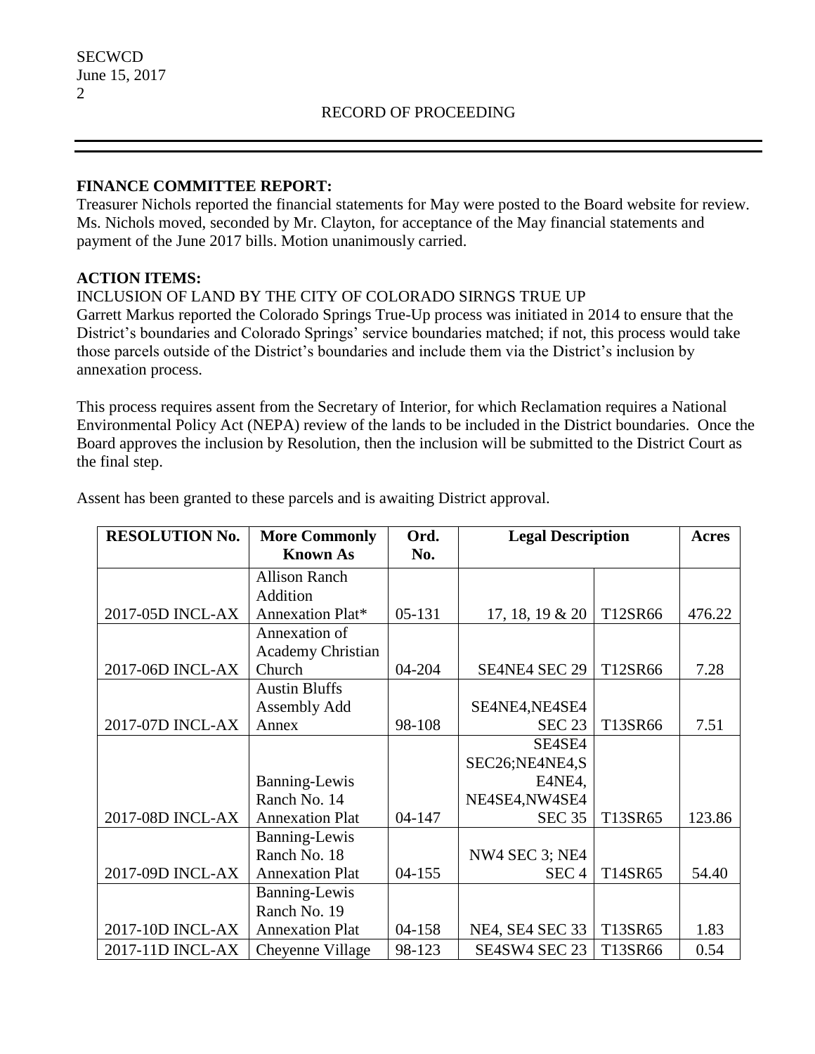**FINANCE COMMITTEE REPORT:**

Treasurer Nichols reported the financial statements for May were posted to the Board website for review. Ms. Nichols moved, seconded by Mr. Clayton, for acceptance of the May financial statements and payment of the June 2017 bills. Motion unanimously carried.

**ACTION ITEMS:**

INCLUSION OF LAND BY THE CITY OF COLORADO SIRNGS TRUE UP

Garrett Markus reported the Colorado Springs True-Up process was initiated in 2014 to ensure that the District's boundaries and Colorado Springs' service boundaries matched; if not, this process would take those parcels outside of the District's boundaries and include them via the District's inclusion by annexation process.

This process requires assent from the Secretary of Interior, for which Reclamation requires a National Environmental Policy Act (NEPA) review of the lands to be included in the District boundaries. Once the Board approves the inclusion by Resolution, then the inclusion will be submitted to the District Court as the final step.

Assent has been granted to these parcels and is awaiting District approval.

| RESOLUTION No. | More Commonly Known As | Ord. No. | Legal Description | | Acres |
|---|---|---|---|---|---|
| 2017-05D INCL-AX | Allison Ranch Addition Annexation Plat* | 05-131 | 17, 18, 19 & 20 | T12SR66 | 476.22 |
| 2017-06D INCL-AX | Annexation of Academy Christian Church | 04-204 | SE4NE4 SEC 29 | T12SR66 | 7.28 |
| 2017-07D INCL-AX | Austin Bluffs Assembly Add Annex | 98-108 | SE4NE4,NE4SE4 SEC 23 | T13SR66 | 7.51 |
| 2017-08D INCL-AX | Banning-Lewis Ranch No. 14 Annexation Plat | 04-147 | SE4SE4 SEC26;NE4NE4,S E4NE4, NE4SE4,NW4SE4 SEC 35 | T13SR65 | 123.86 |
| 2017-09D INCL-AX | Banning-Lewis Ranch No. 18 Annexation Plat | 04-155 | NW4 SEC 3; NE4 SEC 4 | T14SR65 | 54.40 |
| 2017-10D INCL-AX | Banning-Lewis Ranch No. 19 Annexation Plat | 04-158 | NE4, SE4 SEC 33 | T13SR65 | 1.83 |
| 2017-11D INCL-AX | Cheyenne Village | 98-123 | SE4SW4 SEC 23 | T13SR66 | 0.54 |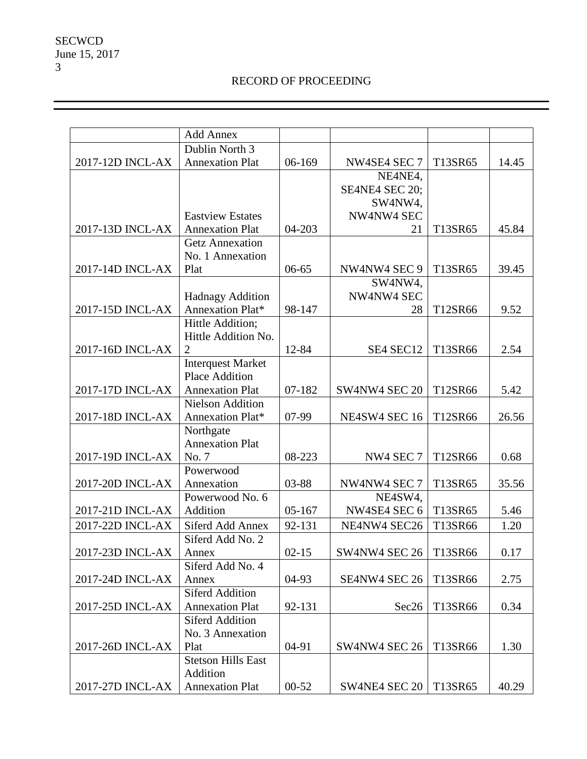RECORD OF PROCEEDING

| | | | | | |
|---|---|---|---|---|---|
| | Add Annex | | | | |
| 2017-12D INCL-AX | Dublin North 3 Annexation Plat | 06-169 | NW4SE4 SEC 7 | T13SR65 | 14.45 |
| 2017-13D INCL-AX | Eastview Estates Annexation Plat | 04-203 | NE4NE4, SE4NE4 SEC 20; SW4NW4, NW4NW4 SEC 21 | T13SR65 | 45.84 |
| 2017-14D INCL-AX | Getz Annexation No. 1 Annexation Plat | 06-65 | NW4NW4 SEC 9 | T13SR65 | 39.45 |
| 2017-15D INCL-AX | Hadnagy Addition Annexation Plat* | 98-147 | SW4NW4, NW4NW4 SEC 28 | T12SR66 | 9.52 |
| 2017-16D INCL-AX | Hittle Addition; Hittle Addition No. 2 | 12-84 | SE4 SEC12 | T13SR66 | 2.54 |
| 2017-17D INCL-AX | Interquest Market Place Addition Annexation Plat | 07-182 | SW4NW4 SEC 20 | T12SR66 | 5.42 |
| 2017-18D INCL-AX | Nielson Addition Annexation Plat* | 07-99 | NE4SW4 SEC 16 | T12SR66 | 26.56 |
| 2017-19D INCL-AX | Northgate Annexation Plat No. 7 | 08-223 | NW4 SEC 7 | T12SR66 | 0.68 |
| 2017-20D INCL-AX | Powerwood Annexation | 03-88 | NW4NW4 SEC 7 | T13SR65 | 35.56 |
| 2017-21D INCL-AX | Powerwood No. 6 Addition | 05-167 | NE4SW4, NW4SE4 SEC 6 | T13SR65 | 5.46 |
| 2017-22D INCL-AX | Siferd Add Annex | 92-131 | NE4NW4 SEC26 | T13SR66 | 1.20 |
| 2017-23D INCL-AX | Siferd Add No. 2 Annex | 02-15 | SW4NW4 SEC 26 | T13SR66 | 0.17 |
| 2017-24D INCL-AX | Siferd Add No. 4 Annex | 04-93 | SE4NW4 SEC 26 | T13SR66 | 2.75 |
| 2017-25D INCL-AX | Siferd Addition Annexation Plat | 92-131 | Sec26 | T13SR66 | 0.34 |
| 2017-26D INCL-AX | Siferd Addition No. 3 Annexation Plat | 04-91 | SW4NW4 SEC 26 | T13SR66 | 1.30 |
| 2017-27D INCL-AX | Stetson Hills East Addition Annexation Plat | 00-52 | SW4NE4 SEC 20 | T13SR65 | 40.29 |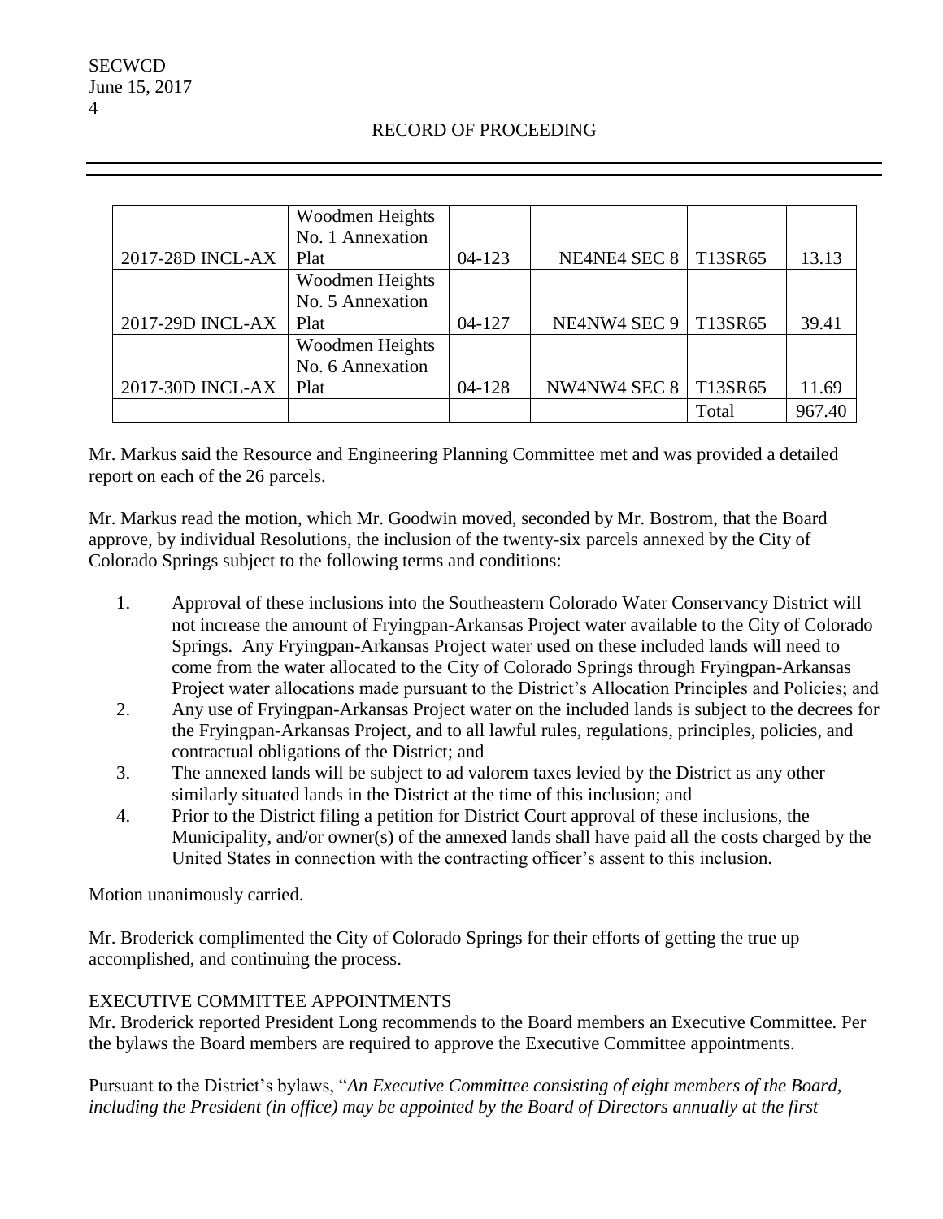| | | | | | |
|---|---|---|---|---|---|
| 2017-28D INCL-AX | Woodmen Heights No. 1 Annexation Plat | 04-123 | NE4NE4 SEC 8 | T13SR65 | 13.13 |
| 2017-29D INCL-AX | Woodmen Heights No. 5 Annexation Plat | 04-127 | NE4NW4 SEC 9 | T13SR65 | 39.41 |
| 2017-30D INCL-AX | Woodmen Heights No. 6 Annexation Plat | 04-128 | NW4NW4 SEC 8 | T13SR65 | 11.69 |
| | | | | Total | 967.40 |

Mr. Markus said the Resource and Engineering Planning Committee met and was provided a detailed report on each of the 26 parcels.

Mr. Markus read the motion, which Mr. Goodwin moved, seconded by Mr. Bostrom, that the Board approve, by individual Resolutions, the inclusion of the twenty-six parcels annexed by the City of Colorado Springs subject to the following terms and conditions:

1. Approval of these inclusions into the Southeastern Colorado Water Conservancy District will not increase the amount of Fryingpan-Arkansas Project water available to the City of Colorado Springs. Any Fryingpan-Arkansas Project water used on these included lands will need to come from the water allocated to the City of Colorado Springs through Fryingpan-Arkansas Project water allocations made pursuant to the District's Allocation Principles and Policies; and
2. Any use of Fryingpan-Arkansas Project water on the included lands is subject to the decrees for the Fryingpan-Arkansas Project, and to all lawful rules, regulations, principles, policies, and contractual obligations of the District; and
3. The annexed lands will be subject to ad valorem taxes levied by the District as any other similarly situated lands in the District at the time of this inclusion; and
4. Prior to the District filing a petition for District Court approval of these inclusions, the Municipality, and/or owner(s) of the annexed lands shall have paid all the costs charged by the United States in connection with the contracting officer's assent to this inclusion.

Motion unanimously carried.

Mr. Broderick complimented the City of Colorado Springs for their efforts of getting the true up accomplished, and continuing the process.

EXECUTIVE COMMITTEE APPOINTMENTS

Mr. Broderick reported President Long recommends to the Board members an Executive Committee. Per the bylaws the Board members are required to approve the Executive Committee appointments.

Pursuant to the District's bylaws, "*An Executive Committee consisting of eight members of the Board, including the President (in office) may be appointed by the Board of Directors annually at the first*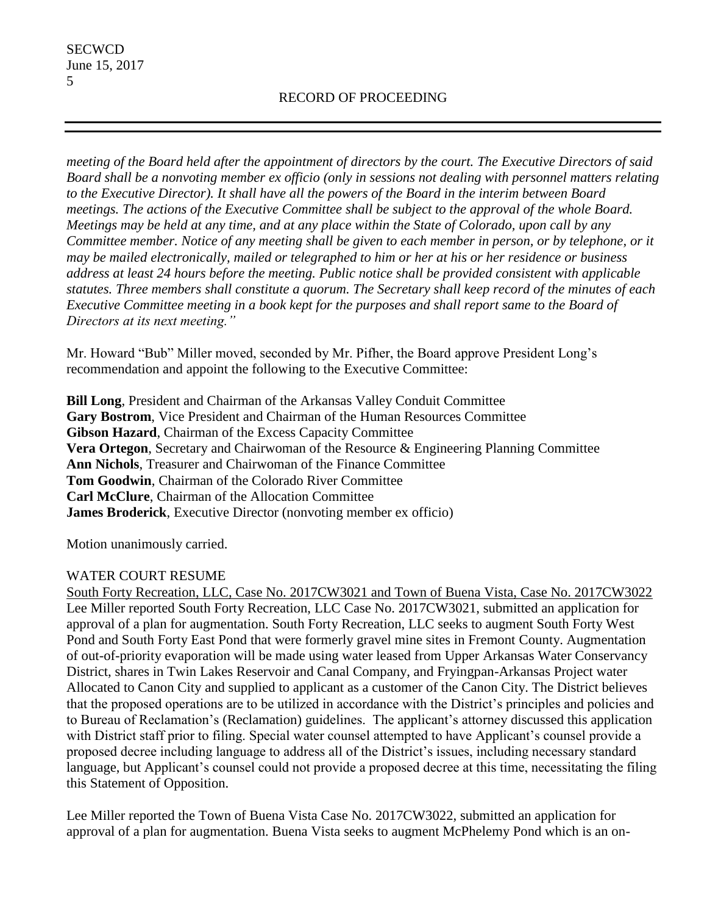*meeting of the Board held after the appointment of directors by the court. The Executive Directors of said Board shall be a nonvoting member ex officio (only in sessions not dealing with personnel matters relating to the Executive Director). It shall have all the powers of the Board in the interim between Board meetings. The actions of the Executive Committee shall be subject to the approval of the whole Board. Meetings may be held at any time, and at any place within the State of Colorado, upon call by any Committee member. Notice of any meeting shall be given to each member in person, or by telephone, or it may be mailed electronically, mailed or telegraphed to him or her at his or her residence or business address at least 24 hours before the meeting. Public notice shall be provided consistent with applicable statutes. Three members shall constitute a quorum. The Secretary shall keep record of the minutes of each Executive Committee meeting in a book kept for the purposes and shall report same to the Board of Directors at its next meeting."*

Mr. Howard "Bub" Miller moved, seconded by Mr. Pifher, the Board approve President Long's recommendation and appoint the following to the Executive Committee:

**Bill Long**, President and Chairman of the Arkansas Valley Conduit Committee
**Gary Bostrom**, Vice President and Chairman of the Human Resources Committee
**Gibson Hazard**, Chairman of the Excess Capacity Committee
**Vera Ortegon**, Secretary and Chairwoman of the Resource & Engineering Planning Committee
**Ann Nichols**, Treasurer and Chairwoman of the Finance Committee
**Tom Goodwin**, Chairman of the Colorado River Committee
**Carl McClure**, Chairman of the Allocation Committee
**James Broderick**, Executive Director (nonvoting member ex officio)

Motion unanimously carried.

WATER COURT RESUME

South Forty Recreation, LLC, Case No. 2017CW3021 and Town of Buena Vista, Case No. 2017CW3022

Lee Miller reported South Forty Recreation, LLC Case No. 2017CW3021, submitted an application for approval of a plan for augmentation. South Forty Recreation, LLC seeks to augment South Forty West Pond and South Forty East Pond that were formerly gravel mine sites in Fremont County. Augmentation of out-of-priority evaporation will be made using water leased from Upper Arkansas Water Conservancy District, shares in Twin Lakes Reservoir and Canal Company, and Fryingpan-Arkansas Project water Allocated to Canon City and supplied to applicant as a customer of the Canon City. The District believes that the proposed operations are to be utilized in accordance with the District's principles and policies and to Bureau of Reclamation's (Reclamation) guidelines. The applicant's attorney discussed this application with District staff prior to filing. Special water counsel attempted to have Applicant's counsel provide a proposed decree including language to address all of the District's issues, including necessary standard language, but Applicant's counsel could not provide a proposed decree at this time, necessitating the filing this Statement of Opposition.

Lee Miller reported the Town of Buena Vista Case No. 2017CW3022, submitted an application for approval of a plan for augmentation. Buena Vista seeks to augment McPhelemy Pond which is an on-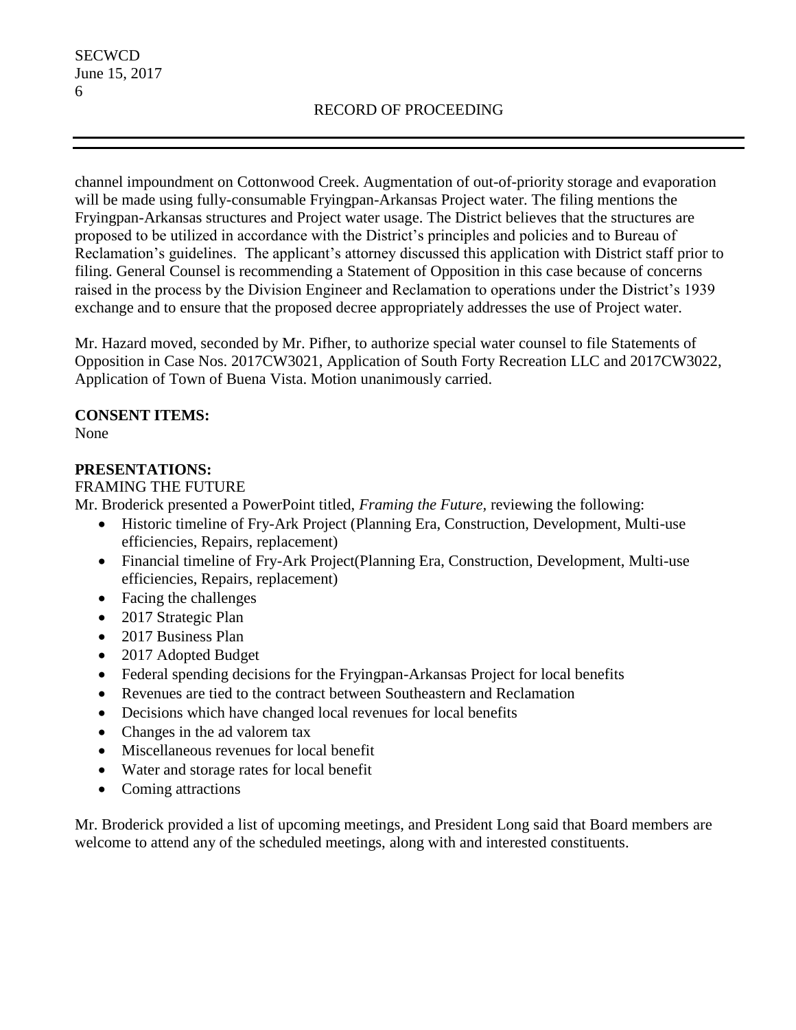channel impoundment on Cottonwood Creek. Augmentation of out-of-priority storage and evaporation will be made using fully-consumable Fryingpan-Arkansas Project water. The filing mentions the Fryingpan-Arkansas structures and Project water usage. The District believes that the structures are proposed to be utilized in accordance with the District's principles and policies and to Bureau of Reclamation's guidelines. The applicant's attorney discussed this application with District staff prior to filing. General Counsel is recommending a Statement of Opposition in this case because of concerns raised in the process by the Division Engineer and Reclamation to operations under the District's 1939 exchange and to ensure that the proposed decree appropriately addresses the use of Project water.

Mr. Hazard moved, seconded by Mr. Pifher, to authorize special water counsel to file Statements of Opposition in Case Nos. 2017CW3021, Application of South Forty Recreation LLC and 2017CW3022, Application of Town of Buena Vista. Motion unanimously carried.

**CONSENT ITEMS:**
None

**PRESENTATIONS:**
FRAMING THE FUTURE
Mr. Broderick presented a PowerPoint titled, *Framing the Future*, reviewing the following:

- Historic timeline of Fry-Ark Project (Planning Era, Construction, Development, Multi-use efficiencies, Repairs, replacement)
- Financial timeline of Fry-Ark Project(Planning Era, Construction, Development, Multi-use efficiencies, Repairs, replacement)
- Facing the challenges
- 2017 Strategic Plan
- 2017 Business Plan
- 2017 Adopted Budget
- Federal spending decisions for the Fryingpan-Arkansas Project for local benefits
- Revenues are tied to the contract between Southeastern and Reclamation
- Decisions which have changed local revenues for local benefits
- Changes in the ad valorem tax
- Miscellaneous revenues for local benefit
- Water and storage rates for local benefit
- Coming attractions

Mr. Broderick provided a list of upcoming meetings, and President Long said that Board members are welcome to attend any of the scheduled meetings, along with and interested constituents.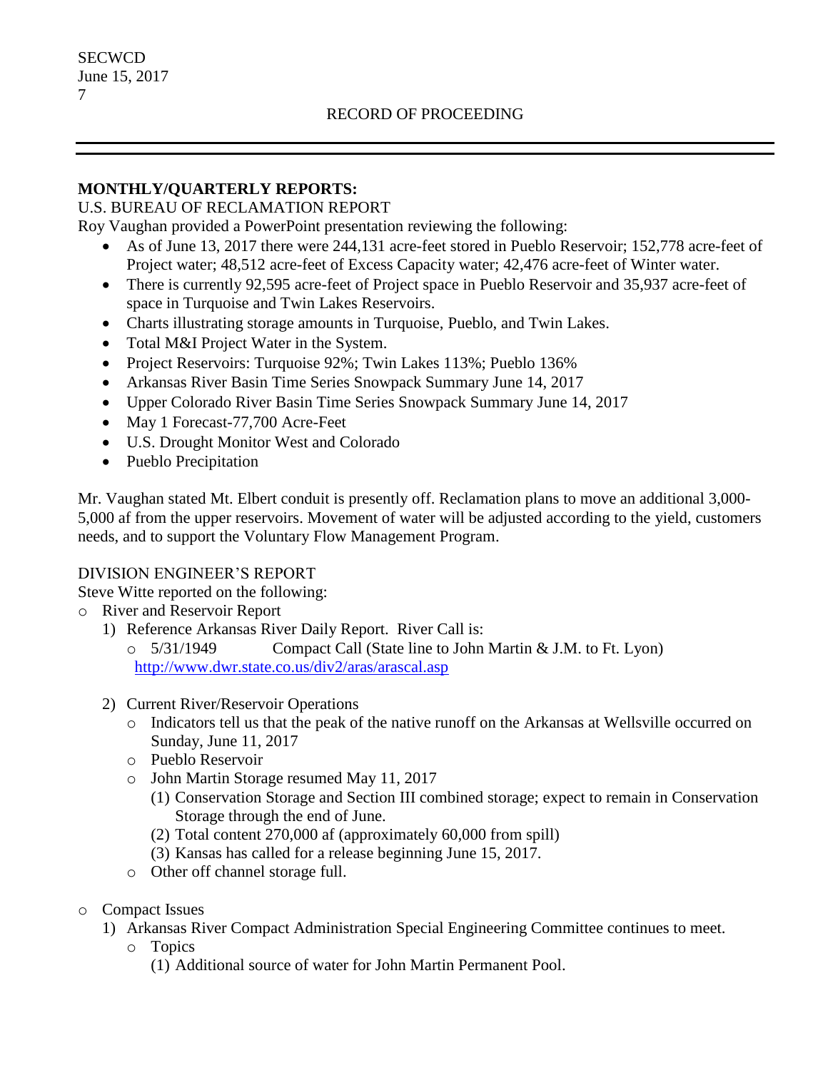RECORD OF PROCEEDING

**MONTHLY/QUARTERLY REPORTS:**

U.S. BUREAU OF RECLAMATION REPORT

Roy Vaughan provided a PowerPoint presentation reviewing the following:

- As of June 13, 2017 there were 244,131 acre-feet stored in Pueblo Reservoir; 152,778 acre-feet of Project water; 48,512 acre-feet of Excess Capacity water; 42,476 acre-feet of Winter water.
- There is currently 92,595 acre-feet of Project space in Pueblo Reservoir and 35,937 acre-feet of space in Turquoise and Twin Lakes Reservoirs.
- Charts illustrating storage amounts in Turquoise, Pueblo, and Twin Lakes.
- Total M&I Project Water in the System.
- Project Reservoirs: Turquoise 92%; Twin Lakes 113%; Pueblo 136%
- Arkansas River Basin Time Series Snowpack Summary June 14, 2017
- Upper Colorado River Basin Time Series Snowpack Summary June 14, 2017
- May 1 Forecast-77,700 Acre-Feet
- U.S. Drought Monitor West and Colorado
- Pueblo Precipitation

Mr. Vaughan stated Mt. Elbert conduit is presently off. Reclamation plans to move an additional 3,000-5,000 af from the upper reservoirs. Movement of water will be adjusted according to the yield, customers needs, and to support the Voluntary Flow Management Program.

DIVISION ENGINEER'S REPORT

Steve Witte reported on the following:

- River and Reservoir Report
  1) Reference Arkansas River Daily Report. River Call is:
     - 5/31/1949 Compact Call (State line to John Martin & J.M. to Ft. Lyon) http://www.dwr.state.co.us/div2/aras/arascal.asp
  2) Current River/Reservoir Operations
     - Indicators tell us that the peak of the native runoff on the Arkansas at Wellsville occurred on Sunday, June 11, 2017
     - Pueblo Reservoir
     - John Martin Storage resumed May 11, 2017
       (1) Conservation Storage and Section III combined storage; expect to remain in Conservation Storage through the end of June.
       (2) Total content 270,000 af (approximately 60,000 from spill)
       (3) Kansas has called for a release beginning June 15, 2017.
     - Other off channel storage full.
- Compact Issues
  1) Arkansas River Compact Administration Special Engineering Committee continues to meet.
     - Topics
       (1) Additional source of water for John Martin Permanent Pool.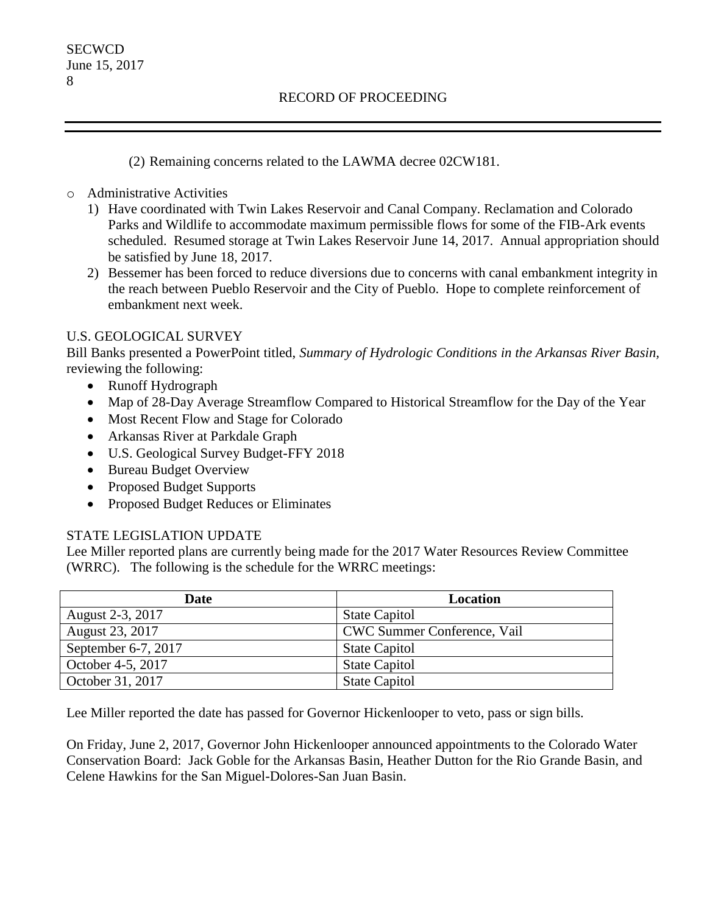(2) Remaining concerns related to the LAWMA decree 02CW181.

- Administrative Activities
  1) Have coordinated with Twin Lakes Reservoir and Canal Company. Reclamation and Colorado Parks and Wildlife to accommodate maximum permissible flows for some of the FIB-Ark events scheduled. Resumed storage at Twin Lakes Reservoir June 14, 2017. Annual appropriation should be satisfied by June 18, 2017.
  2) Bessemer has been forced to reduce diversions due to concerns with canal embankment integrity in the reach between Pueblo Reservoir and the City of Pueblo. Hope to complete reinforcement of embankment next week.

U.S. GEOLOGICAL SURVEY

Bill Banks presented a PowerPoint titled, *Summary of Hydrologic Conditions in the Arkansas River Basin*, reviewing the following:

- Runoff Hydrograph
- Map of 28-Day Average Streamflow Compared to Historical Streamflow for the Day of the Year
- Most Recent Flow and Stage for Colorado
- Arkansas River at Parkdale Graph
- U.S. Geological Survey Budget-FFY 2018
- Bureau Budget Overview
- Proposed Budget Supports
- Proposed Budget Reduces or Eliminates

STATE LEGISLATION UPDATE

Lee Miller reported plans are currently being made for the 2017 Water Resources Review Committee (WRRC). The following is the schedule for the WRRC meetings:

| Date | Location |
|---|---|
| August 2-3, 2017 | State Capitol |
| August 23, 2017 | CWC Summer Conference, Vail |
| September 6-7, 2017 | State Capitol |
| October 4-5, 2017 | State Capitol |
| October 31, 2017 | State Capitol |

Lee Miller reported the date has passed for Governor Hickenlooper to veto, pass or sign bills.

On Friday, June 2, 2017, Governor John Hickenlooper announced appointments to the Colorado Water Conservation Board: Jack Goble for the Arkansas Basin, Heather Dutton for the Rio Grande Basin, and Celene Hawkins for the San Miguel-Dolores-San Juan Basin.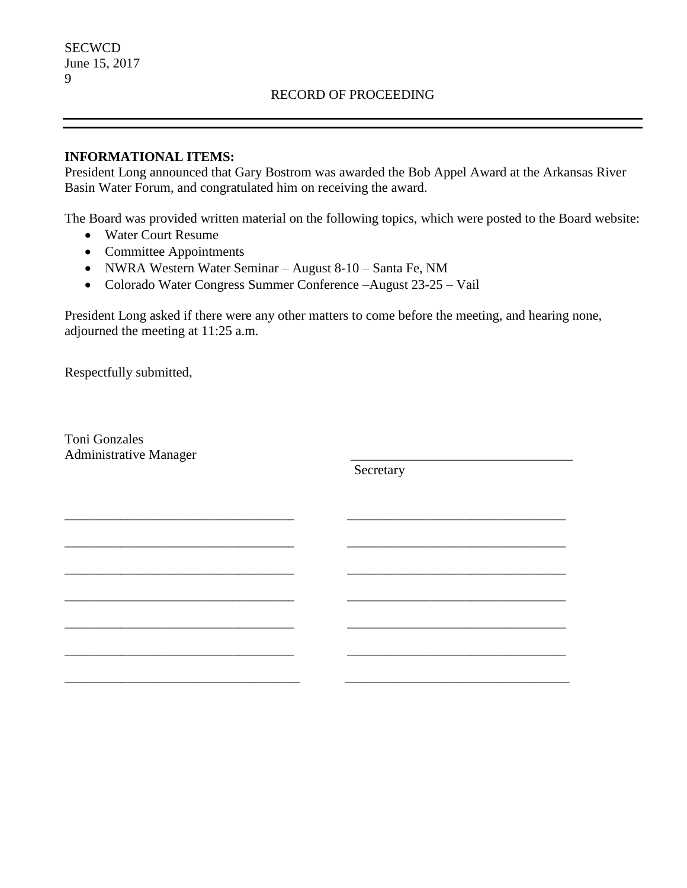RECORD OF PROCEEDING

**INFORMATIONAL ITEMS:**
President Long announced that Gary Bostrom was awarded the Bob Appel Award at the Arkansas River Basin Water Forum, and congratulated him on receiving the award.

The Board was provided written material on the following topics, which were posted to the Board website:

- Water Court Resume
- Committee Appointments
- NWRA Western Water Seminar – August 8-10 – Santa Fe, NM
- Colorado Water Congress Summer Conference –August 23-25 – Vail

President Long asked if there were any other matters to come before the meeting, and hearing none, adjourned the meeting at 11:25 a.m.

Respectfully submitted,

Toni Gonzales
Administrative Manager

_________________________________
Secretary

_________________________________ _________________________________

_________________________________ _________________________________

_________________________________ _________________________________

_________________________________ _________________________________

_________________________________ _________________________________

_________________________________ _________________________________

_________________________________ _________________________________